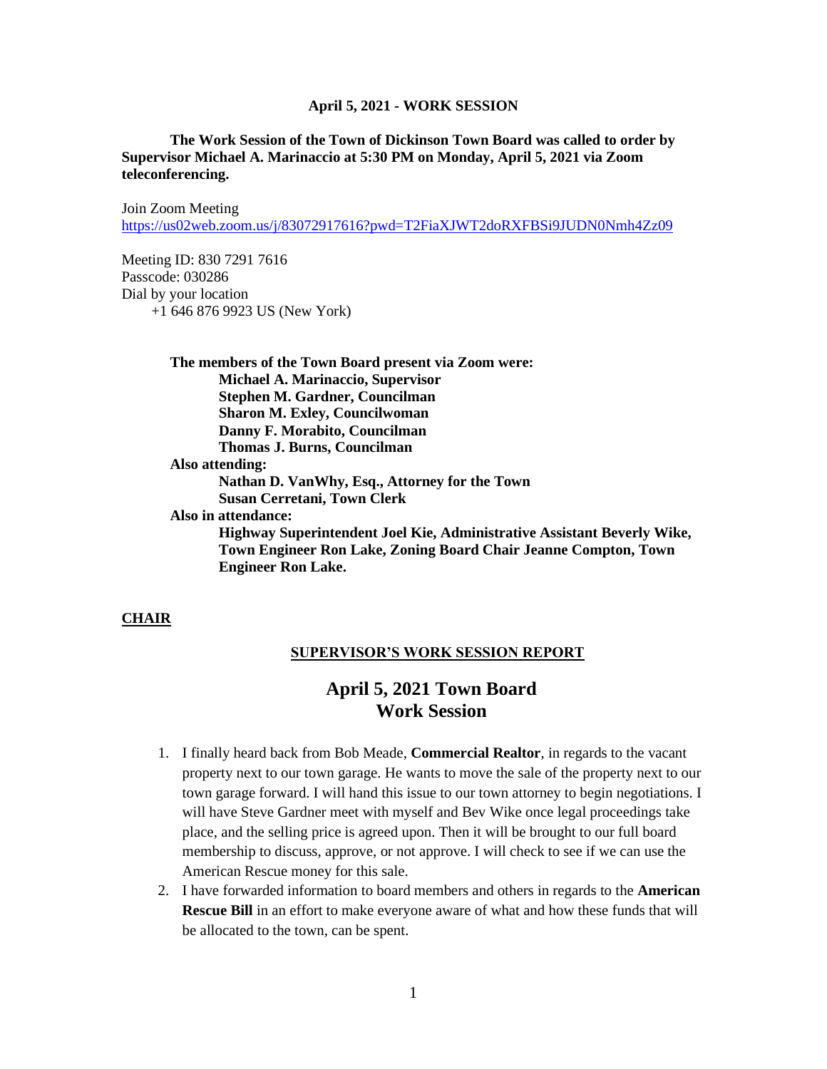**April 5, 2021 - WORK SESSION**

**The Work Session of the Town of Dickinson Town Board was called to order by Supervisor Michael A. Marinaccio at 5:30 PM on Monday, April 5, 2021 via Zoom teleconferencing.**

Join Zoom Meeting
https://us02web.zoom.us/j/83072917616?pwd=T2FiaXJWT2doRXFBSi9JUDN0Nmh4Zz09

Meeting ID: 830 7291 7616
Passcode: 030286
Dial by your location
+1 646 876 9923 US (New York)

**The members of the Town Board present via Zoom were:**
**Michael A. Marinaccio, Supervisor**
**Stephen M. Gardner, Councilman**
**Sharon M. Exley, Councilwoman**
**Danny F. Morabito, Councilman**
**Thomas J. Burns, Councilman**

**Also attending:**
**Nathan D. VanWhy, Esq., Attorney for the Town**
**Susan Cerretani, Town Clerk**

**Also in attendance:**
**Highway Superintendent Joel Kie, Administrative Assistant Beverly Wike, Town Engineer Ron Lake, Zoning Board Chair Jeanne Compton, Town Engineer Ron Lake.**

**CHAIR**

**SUPERVISOR'S WORK SESSION REPORT**

## April 5, 2021 Town Board Work Session

1. I finally heard back from Bob Meade, **Commercial Realtor**, in regards to the vacant property next to our town garage. He wants to move the sale of the property next to our town garage forward. I will hand this issue to our town attorney to begin negotiations. I will have Steve Gardner meet with myself and Bev Wike once legal proceedings take place, and the selling price is agreed upon. Then it will be brought to our full board membership to discuss, approve, or not approve. I will check to see if we can use the American Rescue money for this sale.
2. I have forwarded information to board members and others in regards to the **American Rescue Bill** in an effort to make everyone aware of what and how these funds that will be allocated to the town, can be spent.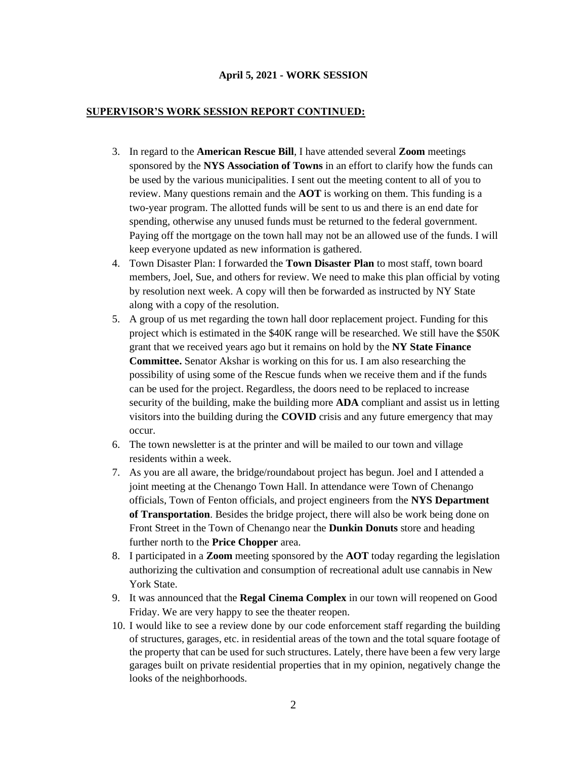**April 5, 2021 - WORK SESSION**

**SUPERVISOR'S WORK SESSION REPORT CONTINUED:**

3. In regard to the **American Rescue Bill**, I have attended several **Zoom** meetings sponsored by the **NYS Association of Towns** in an effort to clarify how the funds can be used by the various municipalities. I sent out the meeting content to all of you to review. Many questions remain and the **AOT** is working on them. This funding is a two-year program. The allotted funds will be sent to us and there is an end date for spending, otherwise any unused funds must be returned to the federal government. Paying off the mortgage on the town hall may not be an allowed use of the funds. I will keep everyone updated as new information is gathered.
4. Town Disaster Plan: I forwarded the **Town Disaster Plan** to most staff, town board members, Joel, Sue, and others for review. We need to make this plan official by voting by resolution next week. A copy will then be forwarded as instructed by NY State along with a copy of the resolution.
5. A group of us met regarding the town hall door replacement project. Funding for this project which is estimated in the $40K range will be researched. We still have the $50K grant that we received years ago but it remains on hold by the **NY State Finance Committee.** Senator Akshar is working on this for us. I am also researching the possibility of using some of the Rescue funds when we receive them and if the funds can be used for the project. Regardless, the doors need to be replaced to increase security of the building, make the building more **ADA** compliant and assist us in letting visitors into the building during the **COVID** crisis and any future emergency that may occur.
6. The town newsletter is at the printer and will be mailed to our town and village residents within a week.
7. As you are all aware, the bridge/roundabout project has begun. Joel and I attended a joint meeting at the Chenango Town Hall. In attendance were Town of Chenango officials, Town of Fenton officials, and project engineers from the **NYS Department of Transportation**. Besides the bridge project, there will also be work being done on Front Street in the Town of Chenango near the **Dunkin Donuts** store and heading further north to the **Price Chopper** area.
8. I participated in a **Zoom** meeting sponsored by the **AOT** today regarding the legislation authorizing the cultivation and consumption of recreational adult use cannabis in New York State.
9. It was announced that the **Regal Cinema Complex** in our town will reopened on Good Friday. We are very happy to see the theater reopen.
10. I would like to see a review done by our code enforcement staff regarding the building of structures, garages, etc. in residential areas of the town and the total square footage of the property that can be used for such structures. Lately, there have been a few very large garages built on private residential properties that in my opinion, negatively change the looks of the neighborhoods.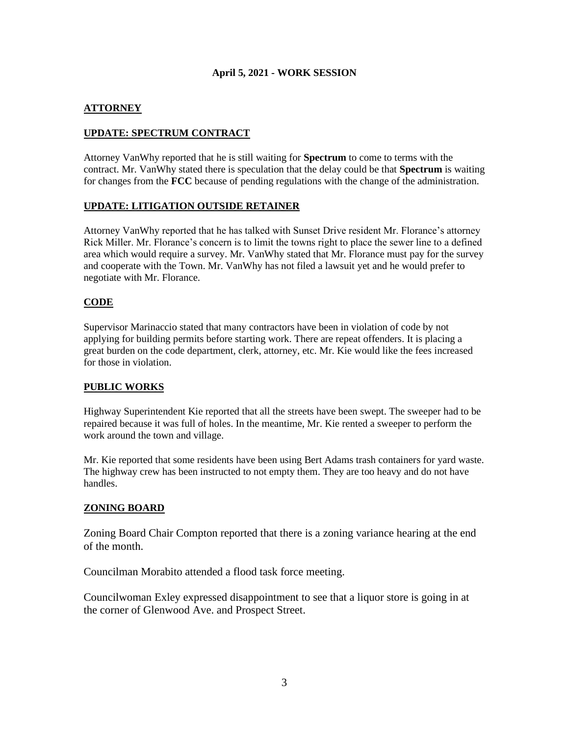# April 5, 2021 - WORK SESSION

## ATTORNEY

### UPDATE: SPECTRUM CONTRACT

Attorney VanWhy reported that he is still waiting for **Spectrum** to come to terms with the contract. Mr. VanWhy stated there is speculation that the delay could be that **Spectrum** is waiting for changes from the **FCC** because of pending regulations with the change of the administration.

### UPDATE: LITIGATION OUTSIDE RETAINER

Attorney VanWhy reported that he has talked with Sunset Drive resident Mr. Florance's attorney Rick Miller. Mr. Florance's concern is to limit the towns right to place the sewer line to a defined area which would require a survey. Mr. VanWhy stated that Mr. Florance must pay for the survey and cooperate with the Town. Mr. VanWhy has not filed a lawsuit yet and he would prefer to negotiate with Mr. Florance.

## CODE

Supervisor Marinaccio stated that many contractors have been in violation of code by not applying for building permits before starting work. There are repeat offenders. It is placing a great burden on the code department, clerk, attorney, etc. Mr. Kie would like the fees increased for those in violation.

## PUBLIC WORKS

Highway Superintendent Kie reported that all the streets have been swept. The sweeper had to be repaired because it was full of holes. In the meantime, Mr. Kie rented a sweeper to perform the work around the town and village.

Mr. Kie reported that some residents have been using Bert Adams trash containers for yard waste. The highway crew has been instructed to not empty them. They are too heavy and do not have handles.

## ZONING BOARD

Zoning Board Chair Compton reported that there is a zoning variance hearing at the end of the month.

Councilman Morabito attended a flood task force meeting.

Councilwoman Exley expressed disappointment to see that a liquor store is going in at the corner of Glenwood Ave. and Prospect Street.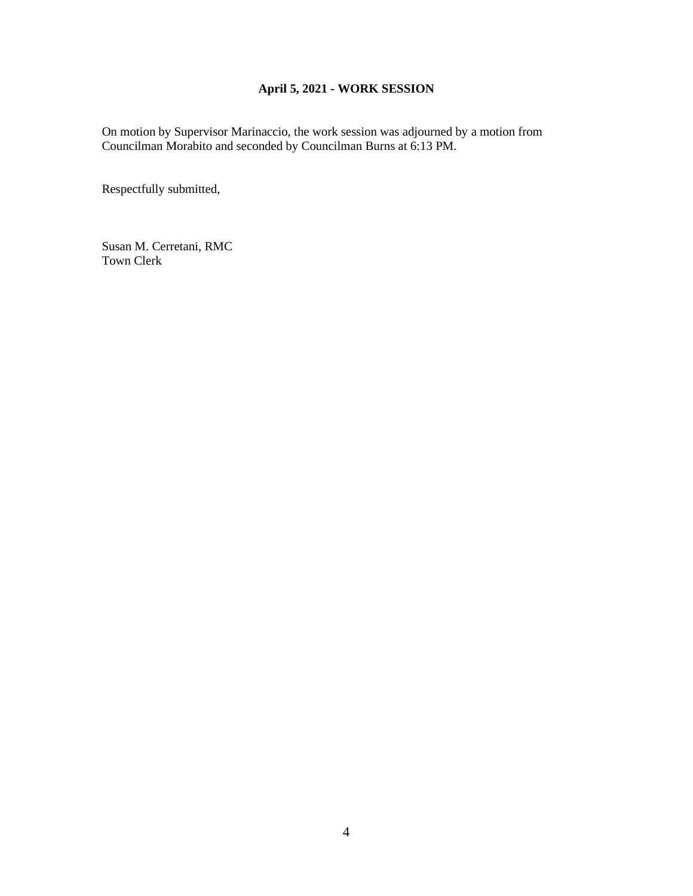**April 5, 2021 - WORK SESSION**

On motion by Supervisor Marinaccio, the work session was adjourned by a motion from Councilman Morabito and seconded by Councilman Burns at 6:13 PM.

Respectfully submitted,

Susan M. Cerretani, RMC
Town Clerk